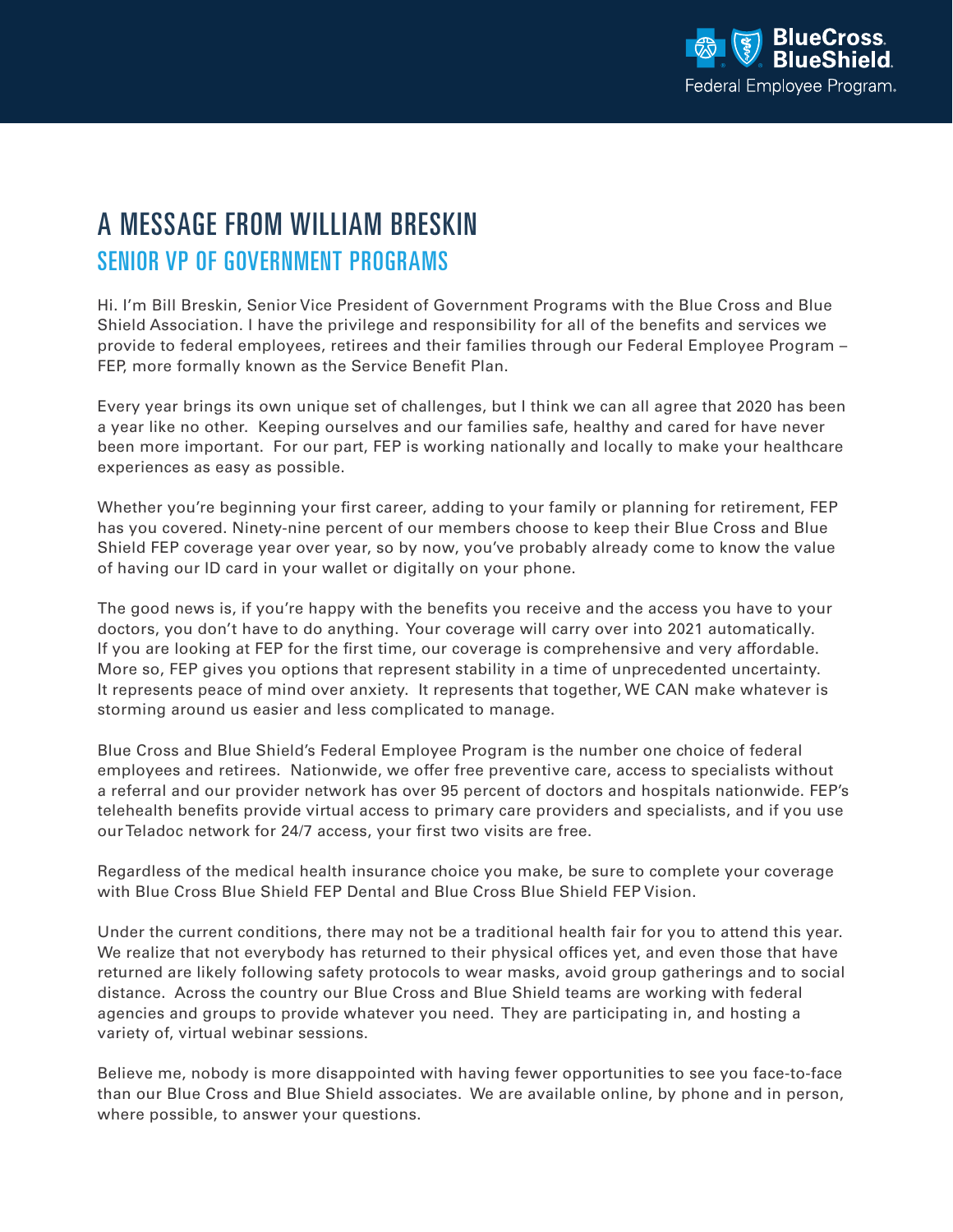# A MESSAGE FROM WILLIAM BRESKIN

## SENIOR VP OF GOVERNMENT PROGRAMS

Hi. I'm Bill Breskin, Senior Vice President of Government Programs with the Blue Cross and Blue Shield Association. I have the privilege and responsibility for all of the benefits and services we provide to federal employees, retirees and their families through our Federal Employee Program – FEP, more formally known as the Service Benefit Plan.

Every year brings its own unique set of challenges, but I think we can all agree that 2020 has been a year like no other. Keeping ourselves and our families safe, healthy and cared for have never been more important. For our part, FEP is working nationally and locally to make your healthcare experiences as easy as possible.

Whether you're beginning your first career, adding to your family or planning for retirement, FEP has you covered. Ninety-nine percent of our members choose to keep their Blue Cross and Blue Shield FEP coverage year over year, so by now, you've probably already come to know the value of having our ID card in your wallet or digitally on your phone.

The good news is, if you're happy with the benefits you receive and the access you have to your doctors, you don't have to do anything. Your coverage will carry over into 2021 automatically. If you are looking at FEP for the first time, our coverage is comprehensive and very affordable. More so, FEP gives you options that represent stability in a time of unprecedented uncertainty. It represents peace of mind over anxiety. It represents that together, WE CAN make whatever is storming around us easier and less complicated to manage.

Blue Cross and Blue Shield's Federal Employee Program is the number one choice of federal employees and retirees. Nationwide, we offer free preventive care, access to specialists without a referral and our provider network has over 95 percent of doctors and hospitals nationwide. FEP's telehealth benefits provide virtual access to primary care providers and specialists, and if you use our Teladoc network for 24/7 access, your first two visits are free.

Regardless of the medical health insurance choice you make, be sure to complete your coverage with Blue Cross Blue Shield FEP Dental and Blue Cross Blue Shield FEP Vision.

Under the current conditions, there may not be a traditional health fair for you to attend this year. We realize that not everybody has returned to their physical offices yet, and even those that have returned are likely following safety protocols to wear masks, avoid group gatherings and to social distance. Across the country our Blue Cross and Blue Shield teams are working with federal agencies and groups to provide whatever you need. They are participating in, and hosting a variety of, virtual webinar sessions.

Believe me, nobody is more disappointed with having fewer opportunities to see you face-to-face than our Blue Cross and Blue Shield associates. We are available online, by phone and in person, where possible, to answer your questions.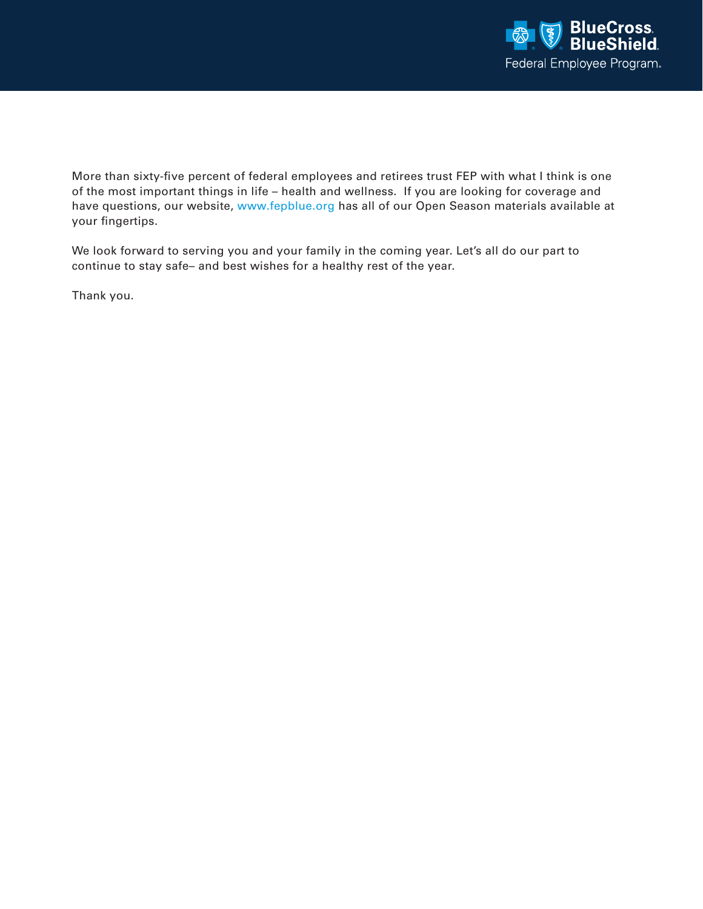More than sixty-five percent of federal employees and retirees trust FEP with what I think is one of the most important things in life – health and wellness. If you are looking for coverage and have questions, our website, www.fepblue.org has all of our Open Season materials available at your fingertips.

We look forward to serving you and your family in the coming year. Let's all do our part to continue to stay safe– and best wishes for a healthy rest of the year.

Thank you.